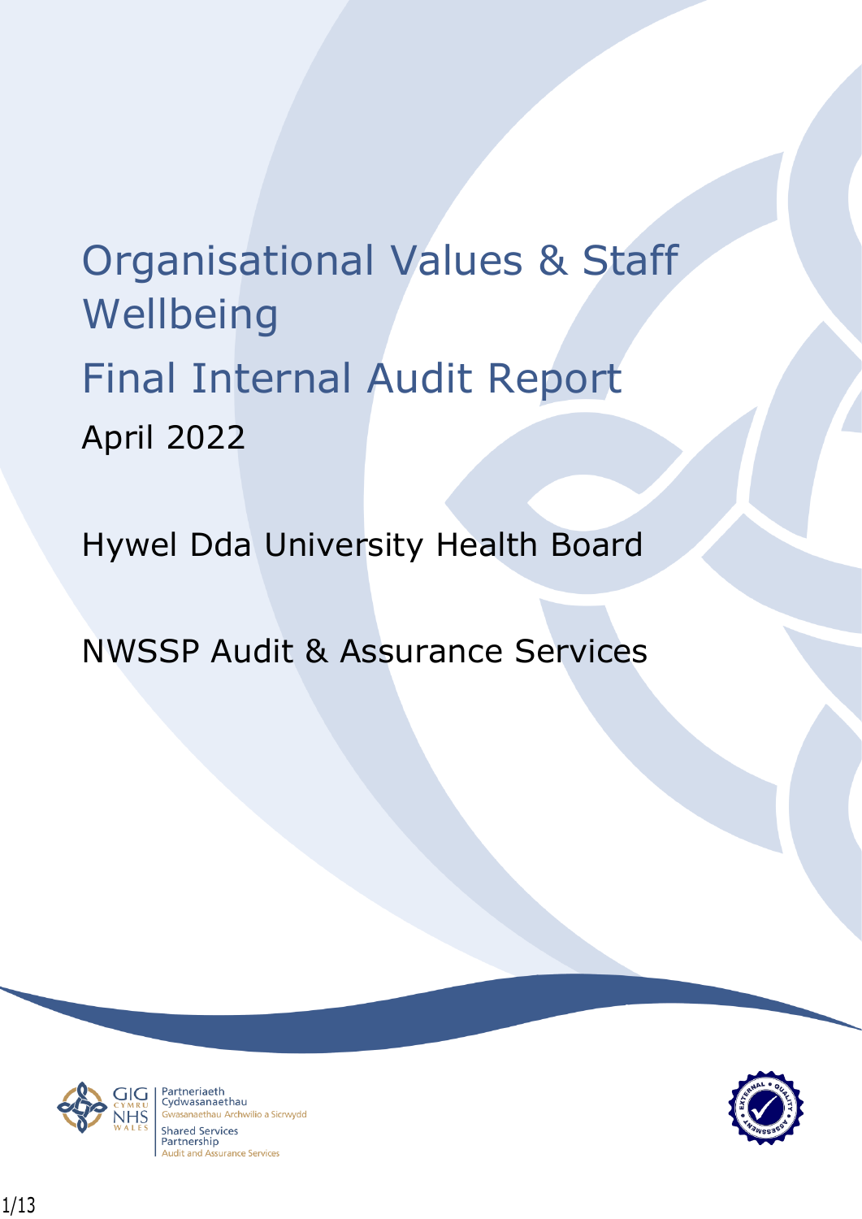# Organisational Values & Staff Wellbeing

# Final Internal Audit Report

April 2022

Hywel Dda University Health Board

NWSSP Audit & Assurance Services

GIG CYMRU NHS WALES | Partneriaeth Cydwasanaethau Gwasanaethau Archwilio a Sicrwydd | Shared Services Partnership Audit and Assurance Services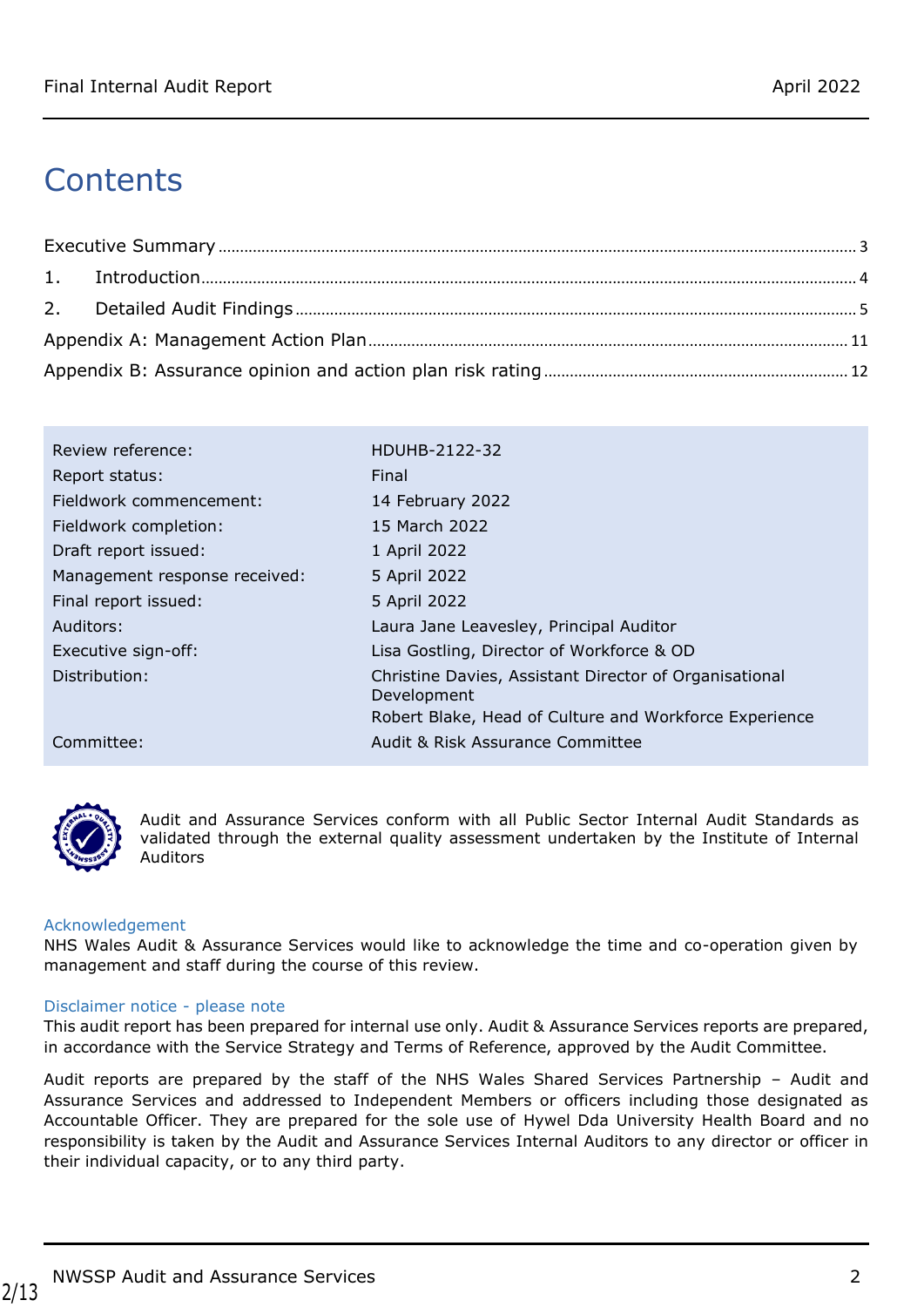# Contents

Executive Summary ........................................................................ 3

1. Introduction ........................................................................ 4

2. Detailed Audit Findings ........................................................................ 5

Appendix A: Management Action Plan ........................................................................ 11

Appendix B: Assurance opinion and action plan risk rating ........................................................................ 12

| | |
|---|---|
| Review reference: | HDUHB-2122-32 |
| Report status: | Final |
| Fieldwork commencement: | 14 February 2022 |
| Fieldwork completion: | 15 March 2022 |
| Draft report issued: | 1 April 2022 |
| Management response received: | 5 April 2022 |
| Final report issued: | 5 April 2022 |
| Auditors: | Laura Jane Leavesley, Principal Auditor |
| Executive sign-off: | Lisa Gostling, Director of Workforce & OD |
| Distribution: | Christine Davies, Assistant Director of Organisational Development<br>Robert Blake, Head of Culture and Workforce Experience |
| Committee: | Audit & Risk Assurance Committee |

Audit and Assurance Services conform with all Public Sector Internal Audit Standards as validated through the external quality assessment undertaken by the Institute of Internal Auditors

### Acknowledgement

NHS Wales Audit & Assurance Services would like to acknowledge the time and co-operation given by management and staff during the course of this review.

### Disclaimer notice - please note

This audit report has been prepared for internal use only. Audit & Assurance Services reports are prepared, in accordance with the Service Strategy and Terms of Reference, approved by the Audit Committee.

Audit reports are prepared by the staff of the NHS Wales Shared Services Partnership – Audit and Assurance Services and addressed to Independent Members or officers including those designated as Accountable Officer. They are prepared for the sole use of Hywel Dda University Health Board and no responsibility is taken by the Audit and Assurance Services Internal Auditors to any director or officer in their individual capacity, or to any third party.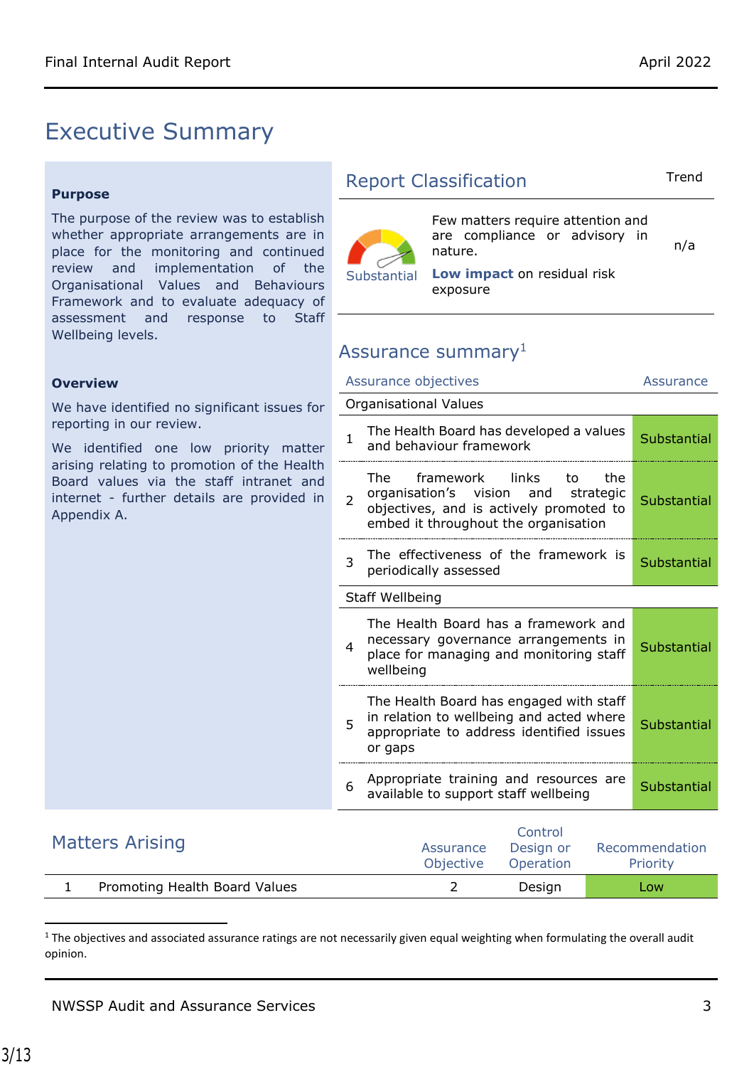# Executive Summary

**Purpose**

The purpose of the review was to establish whether appropriate arrangements are in place for the monitoring and continued review and implementation of the Organisational Values and Behaviours Framework and to evaluate adequacy of assessment and response to Staff Wellbeing levels.

**Overview**

We have identified no significant issues for reporting in our review.

We identified one low priority matter arising relating to promotion of the Health Board values via the staff intranet and internet - further details are provided in Appendix A.

## Report Classification

| | | Trend |
|---|---|---|
| Substantial | Few matters require attention and are compliance or advisory in nature.<br>**Low impact** on residual risk exposure | n/a |

## Assurance summary[1]

| | Assurance objectives | Assurance |
|---|---|---|
| | **Organisational Values** | |
| 1 | The Health Board has developed a values and behaviour framework | Substantial |
| 2 | The framework links to the organisation's vision and strategic objectives, and is actively promoted to embed it throughout the organisation | Substantial |
| 3 | The effectiveness of the framework is periodically assessed | Substantial |
| | **Staff Wellbeing** | |
| 4 | The Health Board has a framework and necessary governance arrangements in place for managing and monitoring staff wellbeing | Substantial |
| 5 | The Health Board has engaged with staff in relation to wellbeing and acted where appropriate to address identified issues or gaps | Substantial |
| 6 | Appropriate training and resources are available to support staff wellbeing | Substantial |

## Matters Arising

| | Matters Arising | Assurance Objective | Control Design or Operation | Recommendation Priority |
|---|---|---|---|---|
| 1 | Promoting Health Board Values | 2 | Design | Low |

[1] The objectives and associated assurance ratings are not necessarily given equal weighting when formulating the overall audit opinion.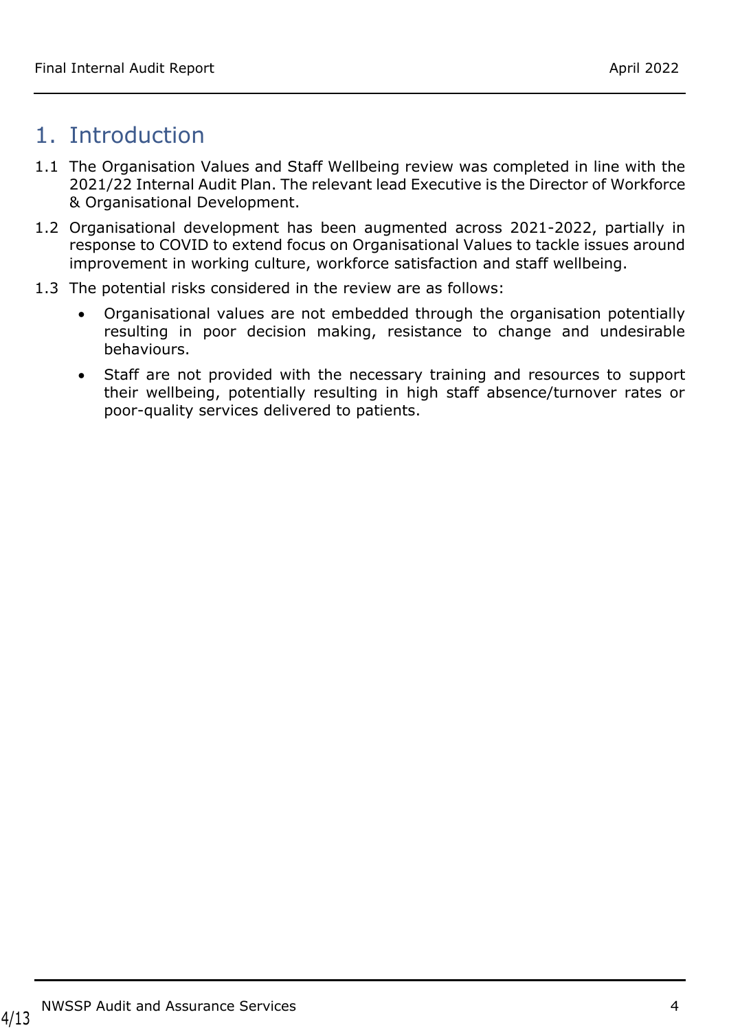# 1. Introduction

1.1 The Organisation Values and Staff Wellbeing review was completed in line with the 2021/22 Internal Audit Plan. The relevant lead Executive is the Director of Workforce & Organisational Development.

1.2 Organisational development has been augmented across 2021-2022, partially in response to COVID to extend focus on Organisational Values to tackle issues around improvement in working culture, workforce satisfaction and staff wellbeing.

1.3 The potential risks considered in the review are as follows:

- Organisational values are not embedded through the organisation potentially resulting in poor decision making, resistance to change and undesirable behaviours.
- Staff are not provided with the necessary training and resources to support their wellbeing, potentially resulting in high staff absence/turnover rates or poor-quality services delivered to patients.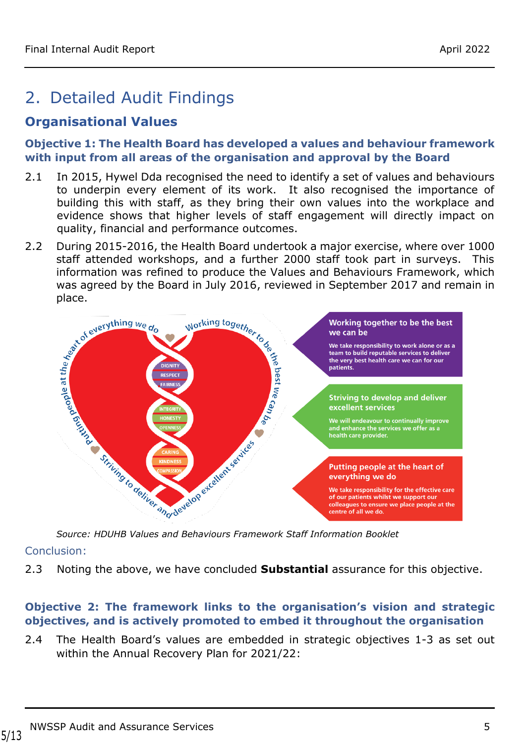## 2. Detailed Audit Findings

### Organisational Values

**Objective 1: The Health Board has developed a values and behaviour framework with input from all areas of the organisation and approval by the Board**

2.1 In 2015, Hywel Dda recognised the need to identify a set of values and behaviours to underpin every element of its work. It also recognised the importance of building this with staff, as they bring their own values into the workplace and evidence shows that higher levels of staff engagement will directly impact on quality, financial and performance outcomes.

2.2 During 2015-2016, the Health Board undertook a major exercise, where over 1000 staff attended workshops, and a further 2000 staff took part in surveys. This information was refined to produce the Values and Behaviours Framework, which was agreed by the Board in July 2016, reviewed in September 2017 and remain in place.

Putting people at the heart of everything we do — Working together to be the best we can be — Striving to deliver and develop excellent services

DIGNITY, RESPECT, FAIRNESS
INTEGRITY, HONESTY, OPENNESS
CARING, KINDNESS, COMPASSION

**Working together to be the best we can be**
We take responsibility to work alone or as a team to build reputable services to deliver the very best health care we can for our patients.

**Striving to develop and deliver excellent services**
We will endeavour to continually improve and enhance the services we offer as a health care provider.

**Putting people at the heart of everything we do**
We take responsibility for the effective care of our patients whilst we support our colleagues to ensure we place people at the centre of all we do.

*Source: HDUHB Values and Behaviours Framework Staff Information Booklet*

Conclusion:

2.3 Noting the above, we have concluded **Substantial** assurance for this objective.

**Objective 2: The framework links to the organisation's vision and strategic objectives, and is actively promoted to embed it throughout the organisation**

2.4 The Health Board's values are embedded in strategic objectives 1-3 as set out within the Annual Recovery Plan for 2021/22: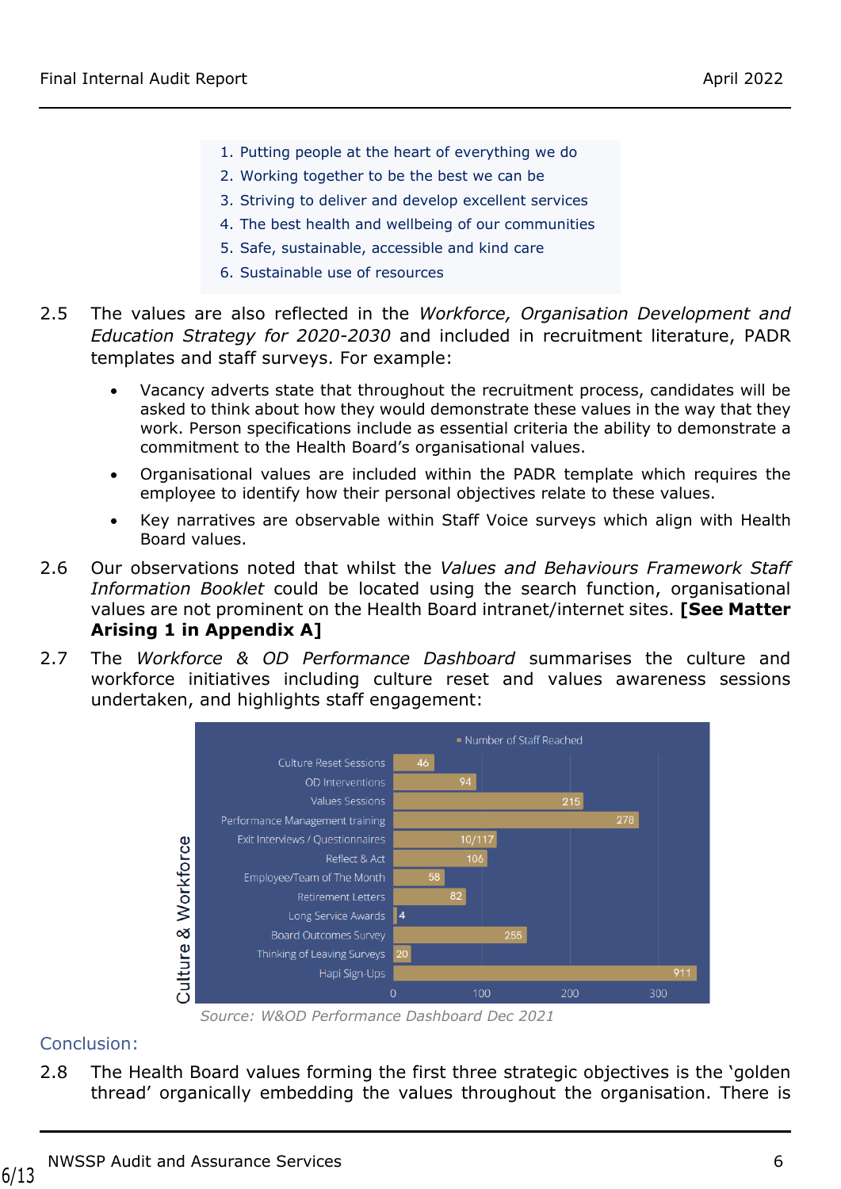1. Putting people at the heart of everything we do
2. Working together to be the best we can be
3. Striving to deliver and develop excellent services
4. The best health and wellbeing of our communities
5. Safe, sustainable, accessible and kind care
6. Sustainable use of resources

2.5 The values are also reflected in the *Workforce, Organisation Development and Education Strategy for 2020-2030* and included in recruitment literature, PADR templates and staff surveys. For example:

- Vacancy adverts state that throughout the recruitment process, candidates will be asked to think about how they would demonstrate these values in the way that they work. Person specifications include as essential criteria the ability to demonstrate a commitment to the Health Board's organisational values.
- Organisational values are included within the PADR template which requires the employee to identify how their personal objectives relate to these values.
- Key narratives are observable within Staff Voice surveys which align with Health Board values.

2.6 Our observations noted that whilst the *Values and Behaviours Framework Staff Information Booklet* could be located using the search function, organisational values are not prominent on the Health Board intranet/internet sites. **[See Matter Arising 1 in Appendix A]**

2.7 The *Workforce & OD Performance Dashboard* summarises the culture and workforce initiatives including culture reset and values awareness sessions undertaken, and highlights staff engagement:

**Culture & Workforce** – Number of Staff Reached

| Initiative | Number of Staff Reached |
| --- | --- |
| Culture Reset Sessions | 46 |
| OD Interventions | 94 |
| Values Sessions | 215 |
| Performance Management training | 278 |
| Exit Interviews / Questionnaires | 10/117 |
| Reflect & Act | 106 |
| Employee/Team of The Month | 58 |
| Retirement Letters | 82 |
| Long Service Awards | 4 |
| Board Outcomes Survey | 255 |
| Thinking of Leaving Surveys | 20 |
| Hapi Sign-Ups | 911 |

*Source: W&OD Performance Dashboard Dec 2021*

## Conclusion:

2.8 The Health Board values forming the first three strategic objectives is the 'golden thread' organically embedding the values throughout the organisation. There is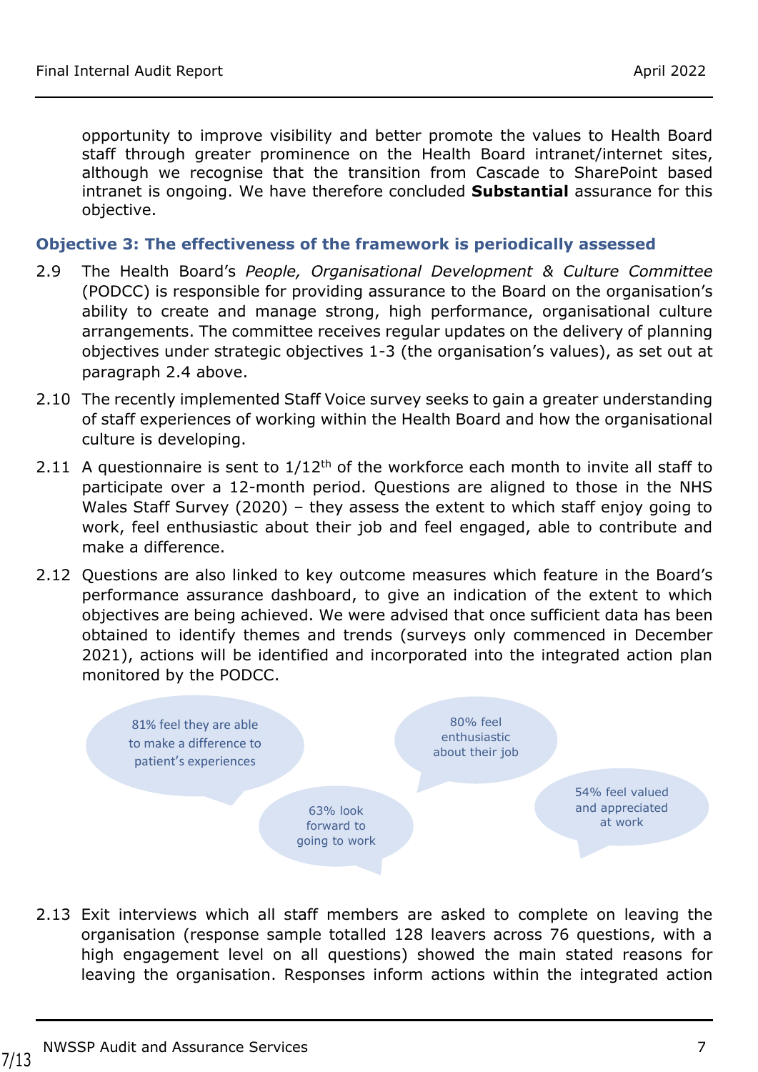opportunity to improve visibility and better promote the values to Health Board staff through greater prominence on the Health Board intranet/internet sites, although we recognise that the transition from Cascade to SharePoint based intranet is ongoing. We have therefore concluded **Substantial** assurance for this objective.

### Objective 3: The effectiveness of the framework is periodically assessed

2.9 The Health Board's *People, Organisational Development & Culture Committee* (PODCC) is responsible for providing assurance to the Board on the organisation's ability to create and manage strong, high performance, organisational culture arrangements. The committee receives regular updates on the delivery of planning objectives under strategic objectives 1-3 (the organisation's values), as set out at paragraph 2.4 above.

2.10 The recently implemented Staff Voice survey seeks to gain a greater understanding of staff experiences of working within the Health Board and how the organisational culture is developing.

2.11 A questionnaire is sent to 1/12th of the workforce each month to invite all staff to participate over a 12-month period. Questions are aligned to those in the NHS Wales Staff Survey (2020) – they assess the extent to which staff enjoy going to work, feel enthusiastic about their job and feel engaged, able to contribute and make a difference.

2.12 Questions are also linked to key outcome measures which feature in the Board's performance assurance dashboard, to give an indication of the extent to which objectives are being achieved. We were advised that once sufficient data has been obtained to identify themes and trends (surveys only commenced in December 2021), actions will be identified and incorporated into the integrated action plan monitored by the PODCC.

- 81% feel they are able to make a difference to patient's experiences
- 80% feel enthusiastic about their job
- 63% look forward to going to work
- 54% feel valued and appreciated at work

2.13 Exit interviews which all staff members are asked to complete on leaving the organisation (response sample totalled 128 leavers across 76 questions, with a high engagement level on all questions) showed the main stated reasons for leaving the organisation. Responses inform actions within the integrated action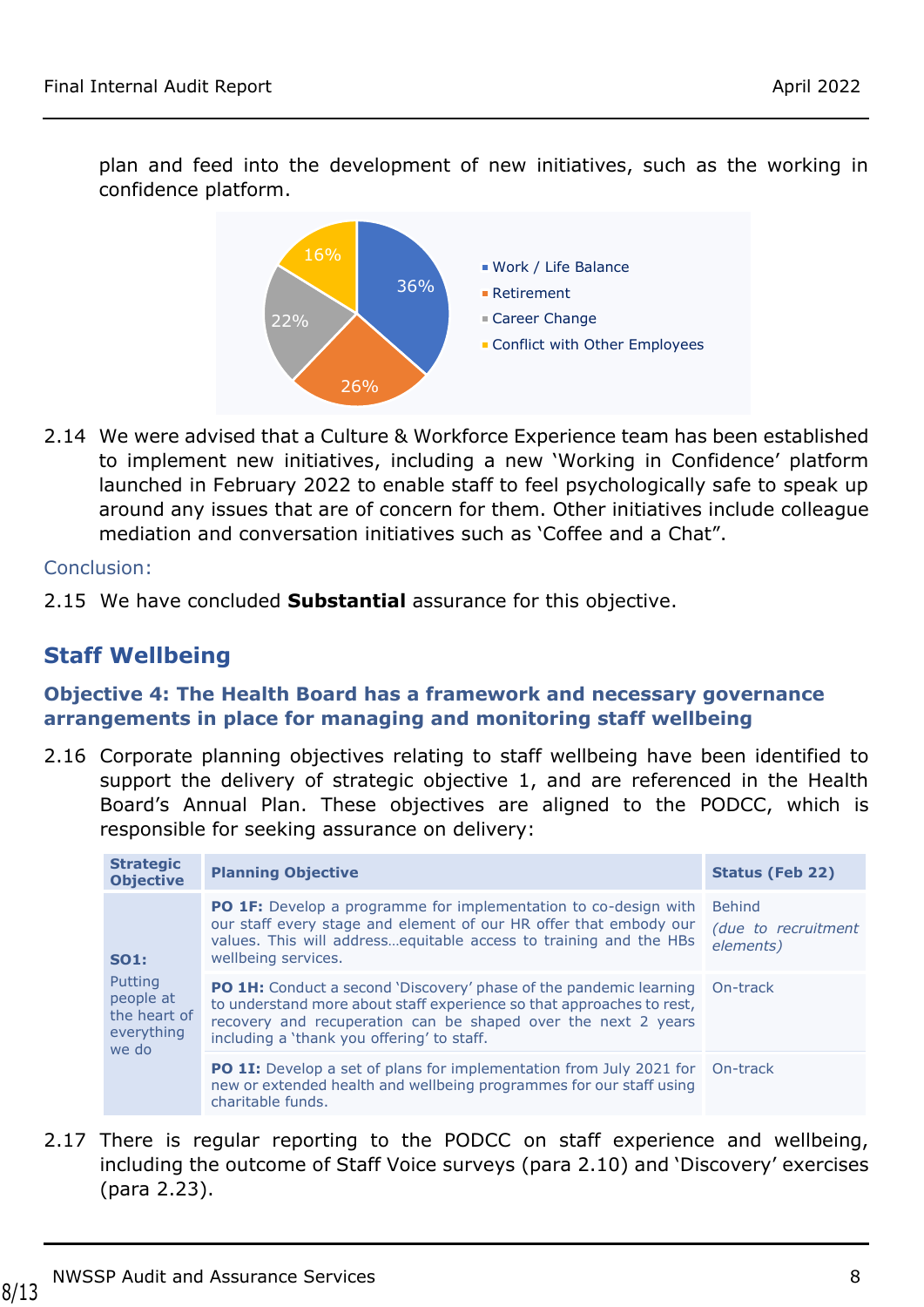plan and feed into the development of new initiatives, such as the working in confidence platform.

- Work / Life Balance: 36%
- Retirement: 26%
- Career Change: 22%
- Conflict with Other Employees: 16%

2.14 We were advised that a Culture & Workforce Experience team has been established to implement new initiatives, including a new 'Working in Confidence' platform launched in February 2022 to enable staff to feel psychologically safe to speak up around any issues that are of concern for them. Other initiatives include colleague mediation and conversation initiatives such as 'Coffee and a Chat".

Conclusion:

2.15 We have concluded **Substantial** assurance for this objective.

## Staff Wellbeing

### Objective 4: The Health Board has a framework and necessary governance arrangements in place for managing and monitoring staff wellbeing

2.16 Corporate planning objectives relating to staff wellbeing have been identified to support the delivery of strategic objective 1, and are referenced in the Health Board's Annual Plan. These objectives are aligned to the PODCC, which is responsible for seeking assurance on delivery:

| Strategic Objective | Planning Objective | Status (Feb 22) |
|---|---|---|
| **SO1:** Putting people at the heart of everything we do | **PO 1F:** Develop a programme for implementation to co-design with our staff every stage and element of our HR offer that embody our values. This will address…equitable access to training and the HBs wellbeing services. | Behind *(due to recruitment elements)* |
| | **PO 1H:** Conduct a second 'Discovery' phase of the pandemic learning to understand more about staff experience so that approaches to rest, recovery and recuperation can be shaped over the next 2 years including a 'thank you offering' to staff. | On-track |
| | **PO 1I:** Develop a set of plans for implementation from July 2021 for new or extended health and wellbeing programmes for our staff using charitable funds. | On-track |

2.17 There is regular reporting to the PODCC on staff experience and wellbeing, including the outcome of Staff Voice surveys (para 2.10) and 'Discovery' exercises (para 2.23).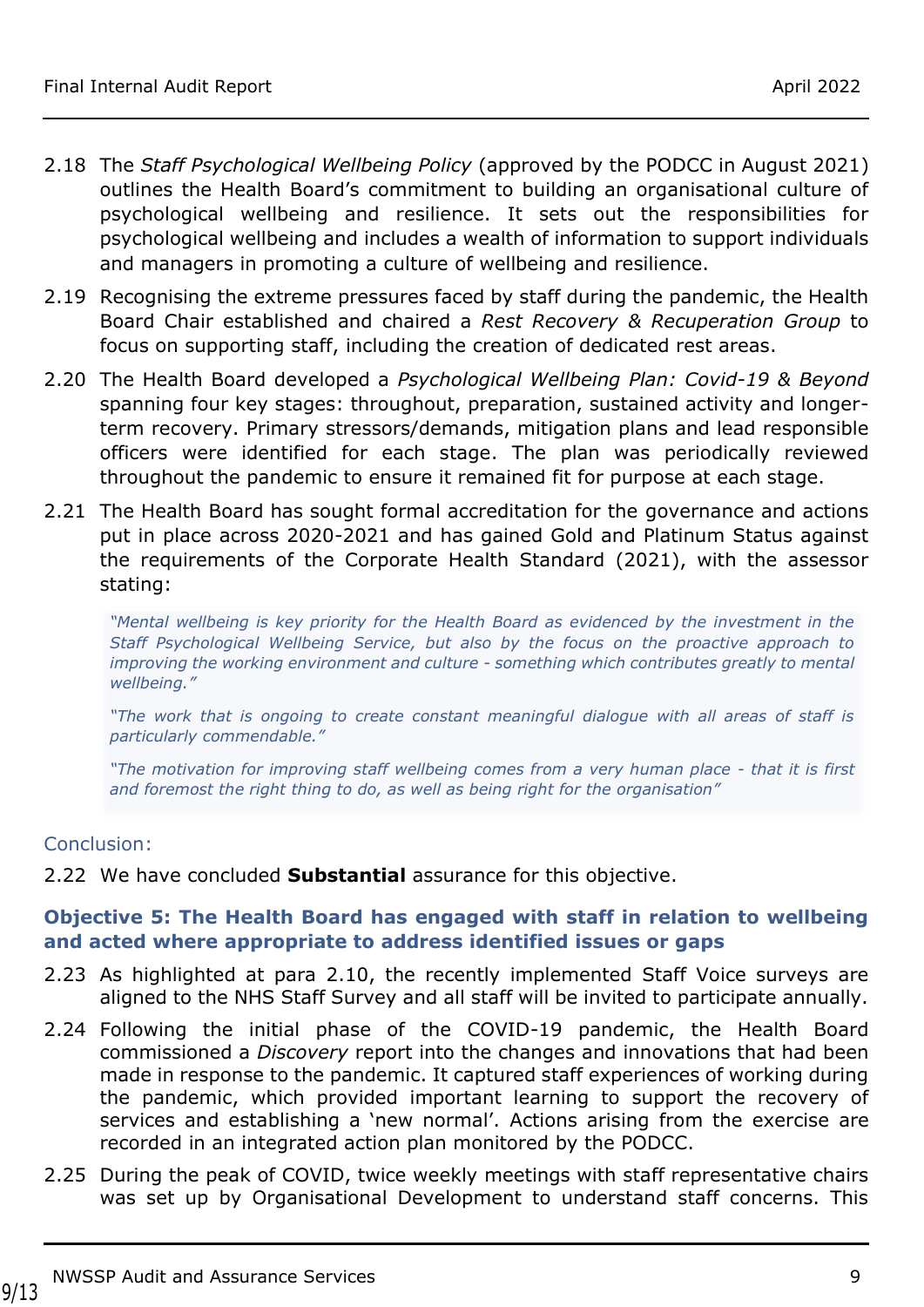2.18 The *Staff Psychological Wellbeing Policy* (approved by the PODCC in August 2021) outlines the Health Board's commitment to building an organisational culture of psychological wellbeing and resilience. It sets out the responsibilities for psychological wellbeing and includes a wealth of information to support individuals and managers in promoting a culture of wellbeing and resilience.

2.19 Recognising the extreme pressures faced by staff during the pandemic, the Health Board Chair established and chaired a *Rest Recovery & Recuperation Group* to focus on supporting staff, including the creation of dedicated rest areas.

2.20 The Health Board developed a *Psychological Wellbeing Plan: Covid-19 & Beyond* spanning four key stages: throughout, preparation, sustained activity and longer-term recovery. Primary stressors/demands, mitigation plans and lead responsible officers were identified for each stage. The plan was periodically reviewed throughout the pandemic to ensure it remained fit for purpose at each stage.

2.21 The Health Board has sought formal accreditation for the governance and actions put in place across 2020-2021 and has gained Gold and Platinum Status against the requirements of the Corporate Health Standard (2021), with the assessor stating:

> *"Mental wellbeing is key priority for the Health Board as evidenced by the investment in the Staff Psychological Wellbeing Service, but also by the focus on the proactive approach to improving the working environment and culture - something which contributes greatly to mental wellbeing."*
>
> *"The work that is ongoing to create constant meaningful dialogue with all areas of staff is particularly commendable."*
>
> *"The motivation for improving staff wellbeing comes from a very human place - that it is first and foremost the right thing to do, as well as being right for the organisation"*

Conclusion:

2.22 We have concluded **Substantial** assurance for this objective.

### Objective 5: The Health Board has engaged with staff in relation to wellbeing and acted where appropriate to address identified issues or gaps

2.23 As highlighted at para 2.10, the recently implemented Staff Voice surveys are aligned to the NHS Staff Survey and all staff will be invited to participate annually.

2.24 Following the initial phase of the COVID-19 pandemic, the Health Board commissioned a *Discovery* report into the changes and innovations that had been made in response to the pandemic. It captured staff experiences of working during the pandemic, which provided important learning to support the recovery of services and establishing a 'new normal'. Actions arising from the exercise are recorded in an integrated action plan monitored by the PODCC.

2.25 During the peak of COVID, twice weekly meetings with staff representative chairs was set up by Organisational Development to understand staff concerns. This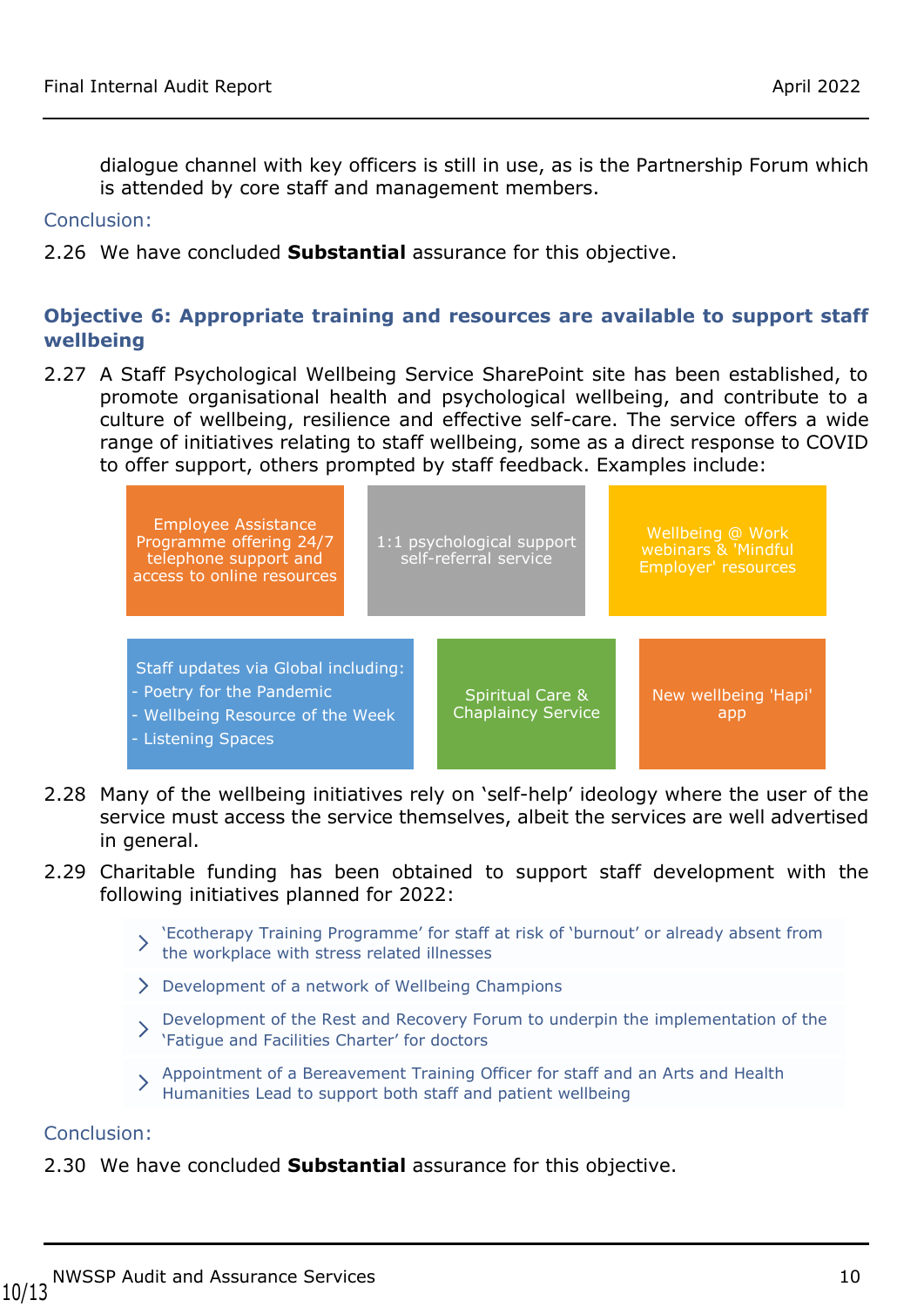dialogue channel with key officers is still in use, as is the Partnership Forum which is attended by core staff and management members.

Conclusion:

2.26 We have concluded **Substantial** assurance for this objective.

### Objective 6: Appropriate training and resources are available to support staff wellbeing

2.27 A Staff Psychological Wellbeing Service SharePoint site has been established, to promote organisational health and psychological wellbeing, and contribute to a culture of wellbeing, resilience and effective self-care. The service offers a wide range of initiatives relating to staff wellbeing, some as a direct response to COVID to offer support, others prompted by staff feedback. Examples include:

- Employee Assistance Programme offering 24/7 telephone support and access to online resources
- 1:1 psychological support self-referral service
- Wellbeing @ Work webinars & 'Mindful Employer' resources
- Staff updates via Global including:
  - Poetry for the Pandemic
  - Wellbeing Resource of the Week
  - Listening Spaces
- Spiritual Care & Chaplaincy Service
- New wellbeing 'Hapi' app

2.28 Many of the wellbeing initiatives rely on 'self-help' ideology where the user of the service must access the service themselves, albeit the services are well advertised in general.

2.29 Charitable funding has been obtained to support staff development with the following initiatives planned for 2022:

- 'Ecotherapy Training Programme' for staff at risk of 'burnout' or already absent from the workplace with stress related illnesses
- Development of a network of Wellbeing Champions
- Development of the Rest and Recovery Forum to underpin the implementation of the 'Fatigue and Facilities Charter' for doctors
- Appointment of a Bereavement Training Officer for staff and an Arts and Health Humanities Lead to support both staff and patient wellbeing

Conclusion:

2.30 We have concluded **Substantial** assurance for this objective.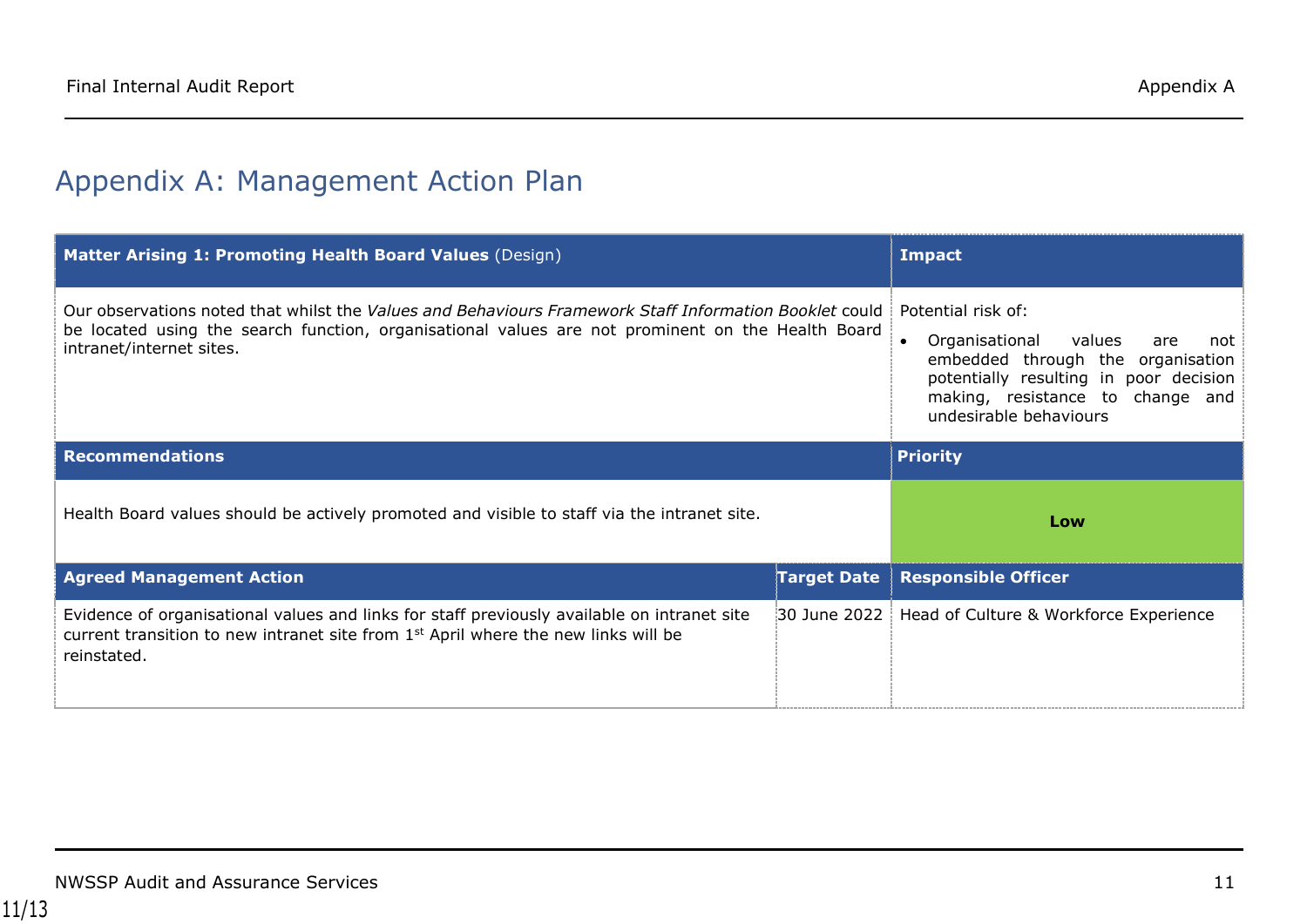# Appendix A: Management Action Plan

| **Matter Arising 1: Promoting Health Board Values** (Design) | | **Impact** |
|---|---|---|
| Our observations noted that whilst the *Values and Behaviours Framework Staff Information Booklet* could be located using the search function, organisational values are not prominent on the Health Board intranet/internet sites. | | Potential risk of:<br>• Organisational values are not embedded through the organisation potentially resulting in poor decision making, resistance to change and undesirable behaviours |
| **Recommendations** | | **Priority** |
| Health Board values should be actively promoted and visible to staff via the intranet site. | | **Low** |
| **Agreed Management Action** | **Target Date** | **Responsible Officer** |
| Evidence of organisational values and links for staff previously available on intranet site current transition to new intranet site from 1st April where the new links will be reinstated. | 30 June 2022 | Head of Culture & Workforce Experience |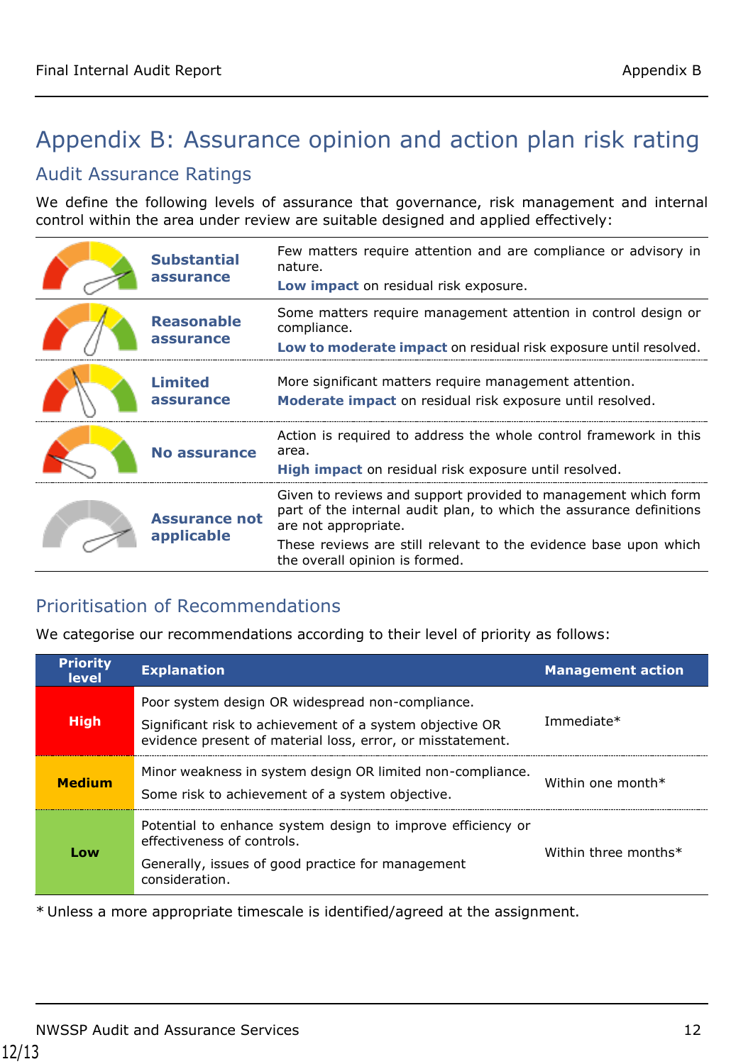# Appendix B: Assurance opinion and action plan risk rating

## Audit Assurance Ratings

We define the following levels of assurance that governance, risk management and internal control within the area under review are suitable designed and applied effectively:

| Rating | Description |
|---|---|
| **Substantial assurance** | Few matters require attention and are compliance or advisory in nature.<br>**Low impact** on residual risk exposure. |
| **Reasonable assurance** | Some matters require management attention in control design or compliance.<br>**Low to moderate impact** on residual risk exposure until resolved. |
| **Limited assurance** | More significant matters require management attention.<br>**Moderate impact** on residual risk exposure until resolved. |
| **No assurance** | Action is required to address the whole control framework in this area.<br>**High impact** on residual risk exposure until resolved. |
| **Assurance not applicable** | Given to reviews and support provided to management which form part of the internal audit plan, to which the assurance definitions are not appropriate.<br>These reviews are still relevant to the evidence base upon which the overall opinion is formed. |

## Prioritisation of Recommendations

We categorise our recommendations according to their level of priority as follows:

| Priority level | Explanation | Management action |
|---|---|---|
| **High** | Poor system design OR widespread non-compliance.<br>Significant risk to achievement of a system objective OR evidence present of material loss, error, or misstatement. | Immediate* |
| **Medium** | Minor weakness in system design OR limited non-compliance.<br>Some risk to achievement of a system objective. | Within one month* |
| **Low** | Potential to enhance system design to improve efficiency or effectiveness of controls.<br>Generally, issues of good practice for management consideration. | Within three months* |

* Unless a more appropriate timescale is identified/agreed at the assignment.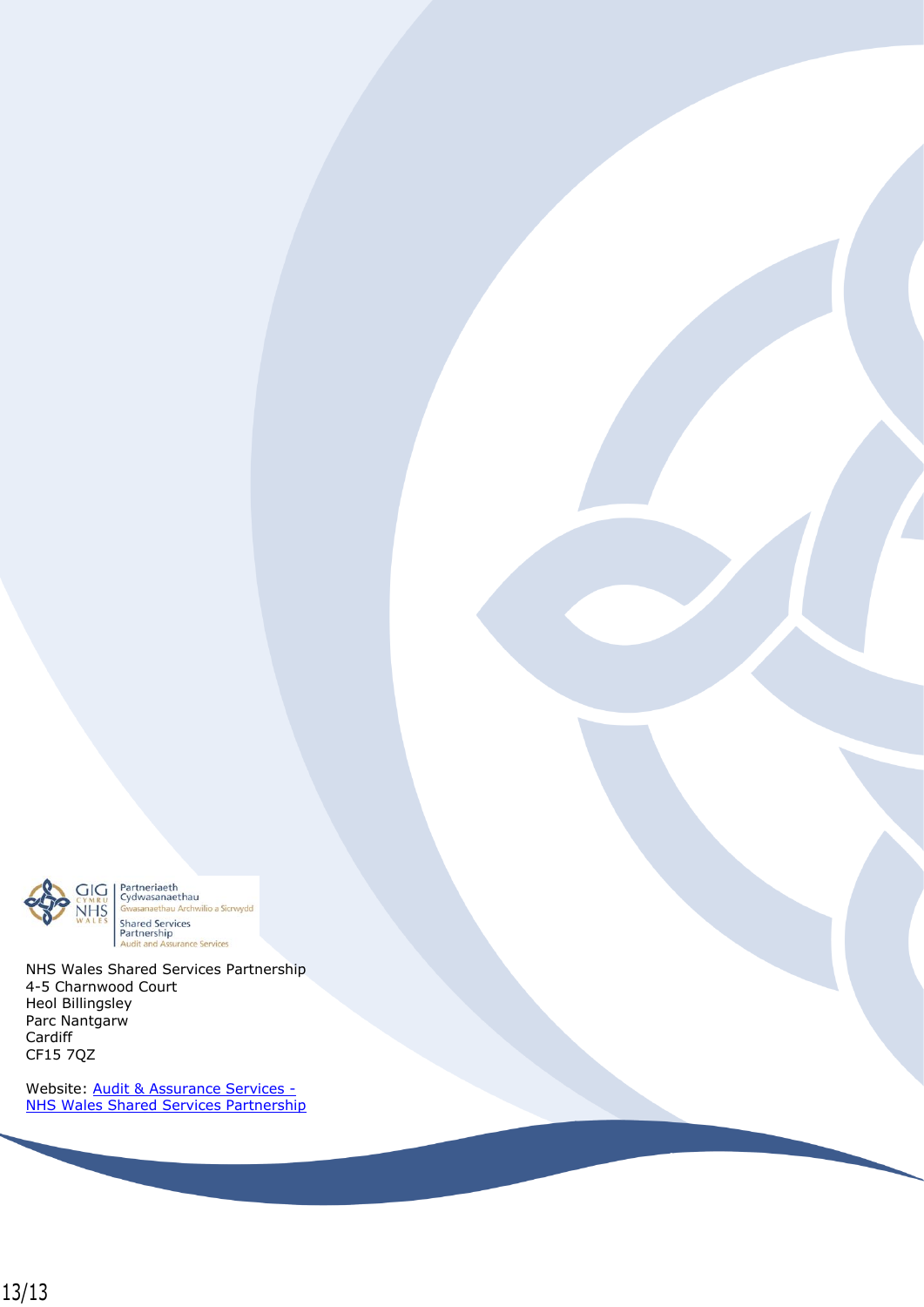GIG CYMRU NHS WALES

Partneriaeth Cydwasanaethau
Gwasanaethau Archwilio a Sicrwydd

Shared Services Partnership
Audit and Assurance Services

NHS Wales Shared Services Partnership
4-5 Charnwood Court
Heol Billingsley
Parc Nantgarw
Cardiff
CF15 7QZ

Website: [Audit & Assurance Services - NHS Wales Shared Services Partnership]